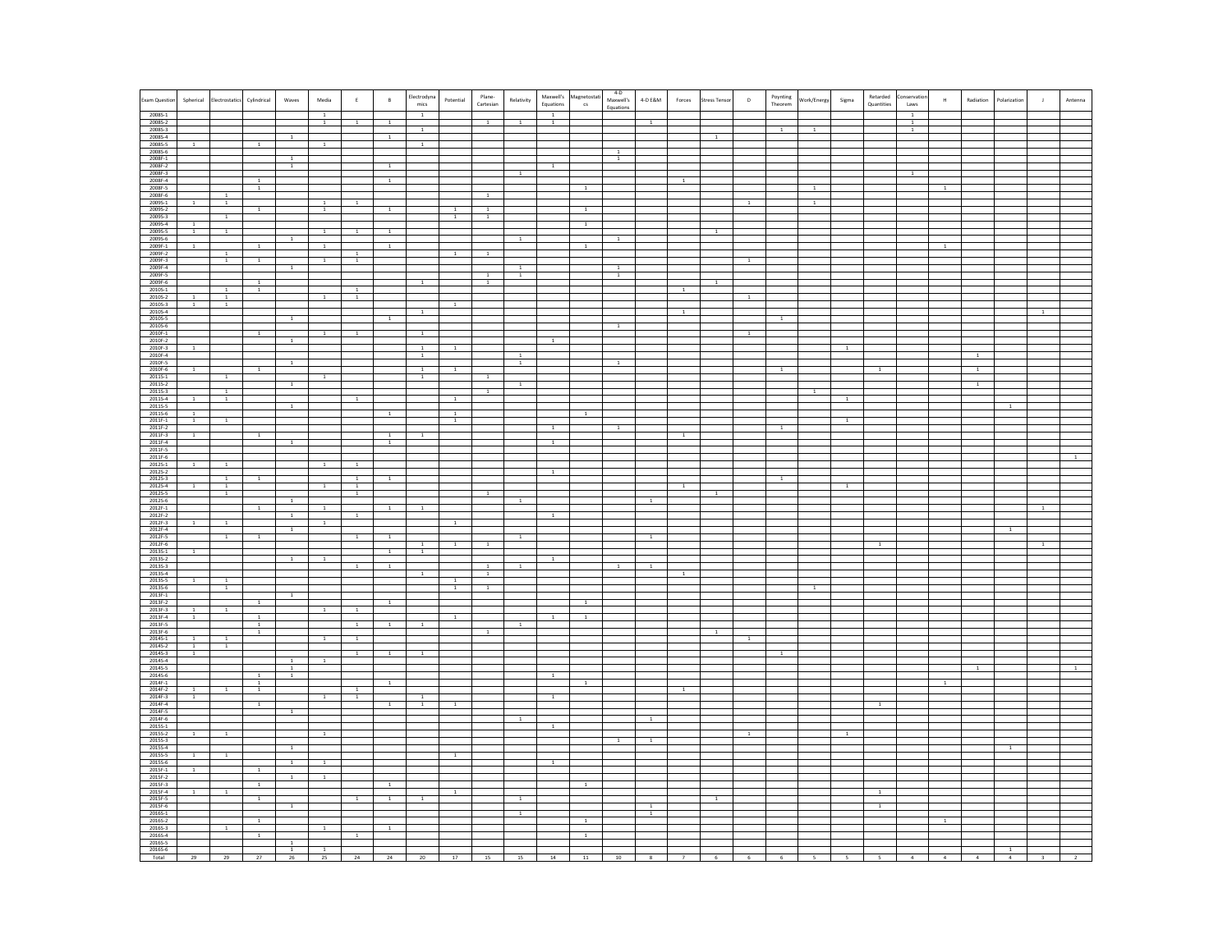| Exam Question | Spherical | Electrostatics | Cylindrical | Waves | Media | E | B | Electrodynamics | Potential | Plane-Cartesian | Relativity | Maxwell's Equations | Magnetostatics | 4-D Maxwell's Equations | 4-D E&M | Forces | Stress Tensor | D | Poynting Theorem | Work/Energy | Sigma | Retarded Quantities | Conservation Laws | H | Radiation | Polarization | J | Antenna |
|---|---|---|---|---|---|---|---|---|---|---|---|---|---|---|---|---|---|---|---|---|---|---|---|---|---|---|---|---|
| 2008S-1 | | | | | 1 | | | 1 | | | | 1 | | | | | | | | | | | 1 | | | | | |
| 2008S-2 | | | | | 1 | 1 | 1 | | | 1 | 1 | 1 | | | 1 | | | | | | | | 1 | | | | | |
| 2008S-3 | | | | | | | | 1 | | | | | | | | | | | 1 | 1 | | | 1 | | | | | |
| 2008S-4 | | | | 1 | | | 1 | | | | | | | | | | 1 | | | | | | | | | | | |
| 2008S-5 | 1 | | 1 | | 1 | | | 1 | | | | | | | | | | | | | | | | | | | | |
| 2008S-6 | | | | | | | | | | | | | | 1 | | | | | | | | | | | | | | |
| 2008F-1 | | | | 1 | | | | | | | | | | 1 | | | | | | | | | | | | | | |
| 2008F-2 | | | | 1 | | | 1 | | | | | 1 | | | | | | | | | | | | | | | | |
| 2008F-3 | | | | | | | | | | | 1 | | | | | | | | | | | | 1 | | | | | |
| 2008F-4 | | | 1 | | | | 1 | | | | | | | | | 1 | | | | | | | | | | | | |
| 2008F-5 | | | 1 | | | | | | | | | | 1 | | | | | | | 1 | | | | 1 | | | | |
| 2008F-6 | | 1 | | | | | | | | 1 | | | | | | | | | | | | | | | | | | |
| 2009S-1 | 1 | 1 | | | 1 | 1 | | | | | | | | | | | | 1 | | 1 | | | | | | | | |
| 2009S-2 | | | 1 | | 1 | | 1 | | 1 | 1 | | | 1 | | | | | | | | | | | | | | | |
| 2009S-3 | | 1 | | | | | | | 1 | 1 | | | | | | | | | | | | | | | | | | |
| 2009S-4 | 1 | | | | | | | | | | | | 1 | | | | | | | | | | | | | | | |
| 2009S-5 | 1 | 1 | | | 1 | 1 | 1 | | | | | | | | | | 1 | | | | | | | | | | | |
| 2009S-6 | | | | 1 | | | | | | | 1 | | | 1 | | | | | | | | | | | | | | |
| 2009F-1 | 1 | | 1 | | 1 | | 1 | | | | | | 1 | | | | | | | | | | | 1 | | | | |
| 2009F-2 | | 1 | | | | 1 | | | 1 | 1 | | | | | | | | | | | | | | | | | | |
| 2009F-3 | | 1 | 1 | | 1 | 1 | | | | | | | | | | | | 1 | | | | | | | | | | |
| 2009F-4 | | | | 1 | | | | | | | 1 | | | 1 | | | | | | | | | | | | | | |
| 2009F-5 | | | | | | | | | | 1 | 1 | | | 1 | | | | | | | | | | | | | | |
| 2009F-6 | | | 1 | | | | | 1 | | 1 | | | | | | | 1 | | | | | | | | | | | |
| 2010S-1 | | 1 | 1 | | | 1 | | | | | | | | | | 1 | | | | | | | | | | | | |
| 2010S-2 | 1 | 1 | | | 1 | 1 | | | | | | | | | | | | 1 | | | | | | | | | | |
| 2010S-3 | 1 | 1 | | | | | | | 1 | | | | | | | | | | | | | | | | | | | |
| 2010S-4 | | | | | | | | 1 | | | | | | | | 1 | | | | | | | | | | | 1 | |
| 2010S-5 | | | | 1 | | | 1 | | | | | | | | | | | | 1 | | | | | | | | | |
| 2010S-6 | | | | | | | | | | | | | | 1 | | | | | | | | | | | | | | |
| 2010F-1 | | | 1 | | 1 | 1 | | 1 | | | | | | | | | | 1 | | | | | | | | | | |
| 2010F-2 | | | | 1 | | | | | | | | 1 | | | | | | | | | | | | | | | | |
| 2010F-3 | 1 | | | | | | | 1 | 1 | | | | | | | | | | | | 1 | | | | | | | |
| 2010F-4 | | | | | | | | 1 | | | 1 | | | | | | | | | | | | | | 1 | | | |
| 2010F-5 | | | | 1 | | | | | | | 1 | | | 1 | | | | | | | | | | | | | | |
| 2010F-6 | 1 | | 1 | | | | | 1 | 1 | | | | | | | | | | 1 | | | 1 | | | 1 | | | |
| 2011S-1 | | 1 | | | 1 | | | 1 | | 1 | | | | | | | | | | | | | | | | | | |
| 2011S-2 | | | | 1 | | | | | | | 1 | | | | | | | | | | | | | | 1 | | | |
| 2011S-3 | | 1 | | | | | | | | 1 | | | | | | | | | | 1 | | | | | | | | |
| 2011S-4 | 1 | 1 | | | | 1 | | | 1 | | | | | | | | | | | | 1 | | | | | | | |
| 2011S-5 | | | | 1 | | | | | | | | | | | | | | | | | | | | | | 1 | | |
| 2011S-6 | 1 | | | | | | 1 | | 1 | | | | 1 | | | | | | | | | | | | | | | |
| 2011F-1 | 1 | 1 | | | | | | | 1 | | | | | | | | | | | | 1 | | | | | | | |
| 2011F-2 | | | | | | | | | | | | 1 | | 1 | | | | | 1 | | | | | | | | | |
| 2011F-3 | 1 | | 1 | | | | 1 | 1 | | | | | | | | 1 | | | | | | | | | | | | |
| 2011F-4 | | | | 1 | | | 1 | | | | | 1 | | | | | | | | | | | | | | | | |
| 2011F-5 | | | | | | | | | | | | | | | | | | | | | | | | | | | | |
| 2011F-6 | | | | | | | | | | | | | | | | | | | | | | | | | | | | 1 |
| 2012S-1 | 1 | 1 | | | 1 | 1 | | | | | | | | | | | | | | | | | | | | | | |
| 2012S-2 | | | | | | | | | | | | 1 | | | | | | | | | | | | | | | | |
| 2012S-3 | | 1 | 1 | | | 1 | 1 | | | | | | | | | | | | 1 | | | | | | | | | |
| 2012S-4 | 1 | 1 | | | 1 | 1 | | | | | | | | | | 1 | | | | | 1 | | | | | | | |
| 2012S-5 | | 1 | | | | 1 | | | | 1 | | | | | | | 1 | | | | | | | | | | | |
| 2012S-6 | | | | 1 | | | | | | | 1 | | | | 1 | | | | | | | | | | | | | |
| 2012F-1 | | | 1 | | 1 | | 1 | 1 | | | | | | | | | | | | | | | | | | | 1 | |
| 2012F-2 | | | | 1 | | 1 | | | | | | 1 | | | | | | | | | | | | | | | | |
| 2012F-3 | 1 | 1 | | | 1 | | | | 1 | | | | | | | | | | | | | | | | | | | |
| 2012F-4 | | | | 1 | | | | | | | | | | | | | | | | | | | | | | 1 | | |
| 2012F-5 | | 1 | 1 | | | 1 | 1 | | | | 1 | | | | 1 | | | | | | | | | | | | | |
| 2012F-6 | | | | | | | | 1 | 1 | 1 | | | | | | | | | | | | 1 | | | | | 1 | |
| 2013S-1 | 1 | | | | | | 1 | 1 | | | | | | | | | | | | | | | | | | | | |
| 2013S-2 | | | | 1 | 1 | | | | | | | 1 | | | | | | | | | | | | | | | | |
| 2013S-3 | | | | | | 1 | 1 | | | 1 | 1 | | | 1 | 1 | | | | | | | | | | | | | |
| 2013S-4 | | | | | | | | 1 | | 1 | | | | | | 1 | | | | | | | | | | | | |
| 2013S-5 | 1 | 1 | | | | | | | 1 | | | | | | | | | | | | | | | | | | | |
| 2013S-6 | | 1 | | | | | | | 1 | 1 | | | | | | | | | | 1 | | | | | | | | |
| 2013F-1 | | | | 1 | | | | | | | | | | | | | | | | | | | | | | | | |
| 2013F-2 | | | 1 | | | | 1 | | | | | | 1 | | | | | | | | | | | | | | | |
| 2013F-3 | 1 | 1 | | | 1 | 1 | | | | | | | | | | | | | | | | | | | | | | |
| 2013F-4 | 1 | | 1 | | | | | | 1 | | | 1 | 1 | | | | | | | | | | | | | | | |
| 2013F-5 | | | 1 | | | 1 | 1 | 1 | | | 1 | | | | | | | | | | | | | | | | | |
| 2013F-6 | | | 1 | | | | | | | 1 | | | | | | | 1 | | | | | | | | | | | |
| 2014S-1 | 1 | 1 | | | 1 | 1 | | | | | | | | | | | | 1 | | | | | | | | | | |
| 2014S-2 | 1 | 1 | | | | | | | | | | | | | | | | | | | | | | | | | | |
| 2014S-3 | 1 | | | | | 1 | 1 | 1 | | | | | | | | | | | 1 | | | | | | | | | |
| 2014S-4 | | | | 1 | 1 | | | | | | | | | | | | | | | | | | | | | | | |
| 2014S-5 | | | | 1 | | | | | | | | | | | | | | | | | | | | | 1 | | | 1 |
| 2014S-6 | | | 1 | 1 | | | | | | | | 1 | | | | | | | | | | | | | | | | |
| 2014F-1 | | | 1 | | | | 1 | | | | | | 1 | | | | | | | | | | | 1 | | | | |
| 2014F-2 | 1 | 1 | 1 | | | 1 | | | | | | | | | | 1 | | | | | | | | | | | | |
| 2014F-3 | 1 | | | | 1 | 1 | | 1 | | | | 1 | | | | | | | | | | | | | | | | |
| 2014F-4 | | | 1 | | | | 1 | 1 | 1 | | | | | | | | | | | | | 1 | | | | | | |
| 2014F-5 | | | | 1 | | | | | | | | | | | | | | | | | | | | | | | | |
| 2014F-6 | | | | | | | | | | | 1 | | | | 1 | | | | | | | | | | | | | |
| 2015S-1 | | | | | | | | | | | | 1 | | | | | | | | | | | | | | | | |
| 2015S-2 | 1 | 1 | | | 1 | | | | | | | | | | | | | 1 | | | 1 | | | | | | | |
| 2015S-3 | | | | | | | | | | | | | | 1 | 1 | | | | | | | | | | | | | |
| 2015S-4 | | | | 1 | | | | | | | | | | | | | | | | | | | | | | 1 | | |
| 2015S-5 | 1 | 1 | | | | | | | 1 | | | | | | | | | | | | | | | | | | | |
| 2015S-6 | | | | 1 | 1 | | | | | | | 1 | | | | | | | | | | | | | | | | |
| 2015F-1 | 1 | | 1 | | | | | | | | | | | | | | | | | | | | | | | | | |
| 2015F-2 | | | | 1 | 1 | | | | | | | | | | | | | | | | | | | | | | | |
| 2015F-3 | | | 1 | | | | 1 | | | | | | 1 | | | | | | | | | | | | | | | |
| 2015F-4 | 1 | 1 | | | | | | | 1 | | | | | | | | | | | | | 1 | | | | | | |
| 2015F-5 | | | 1 | | | 1 | 1 | 1 | | | 1 | | | | | | 1 | | | | | | | | | | | |
| 2015F-6 | | | | 1 | | | | | | | | | | | 1 | | | | | | | 1 | | | | | | |
| 2016S-1 | | | | | | | | | | | 1 | | | | 1 | | | | | | | | | | | | | |
| 2016S-2 | | | 1 | | | | | | | | | | 1 | | | | | | | | | | | 1 | | | | |
| 2016S-3 | | 1 | | | 1 | | 1 | | | | | | | | | | | | | | | | | | | | | |
| 2016S-4 | | | 1 | | | 1 | | | | | | | 1 | | | | | | | | | | | | | | | |
| 2016S-5 | | | | 1 | | | | | | | | | | | | | | | | | | | | | | | | |
| 2016S-6 | | | | 1 | 1 | | | | | | | | | | | | | | | | | | | | | 1 | | |
| Total | 29 | 29 | 27 | 26 | 25 | 24 | 24 | 20 | 17 | 15 | 15 | 14 | 11 | 10 | 8 | 7 | 6 | 6 | 6 | 5 | 5 | 5 | 4 | 4 | 4 | 4 | 3 | 2 |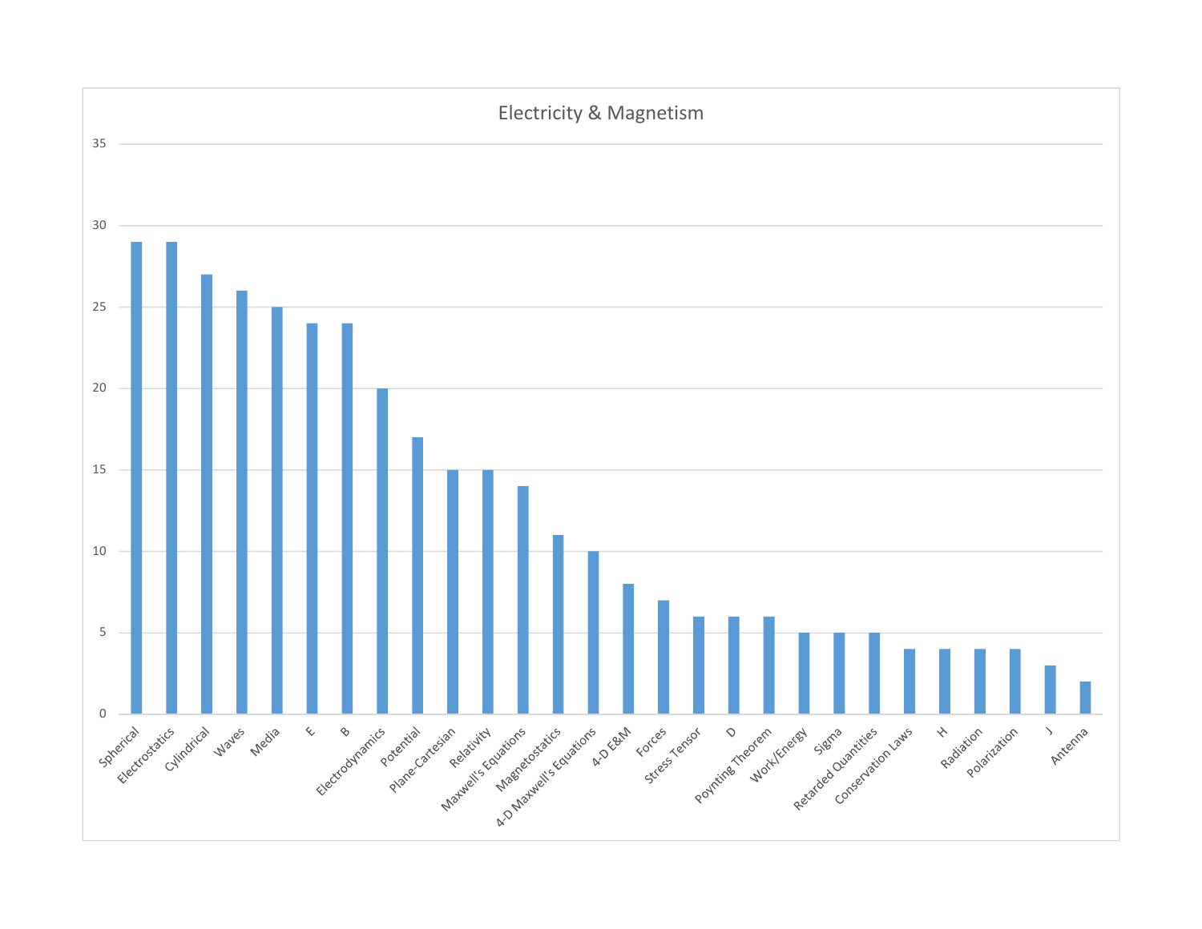Electricity & Magnetism

35

30

25

20

15

10

5

0

Spherical

Electrostatics

Cylindrical

Waves

Media

E

B

Electrodynamics

Potential

Plane-Cartesian

Relativity

Maxwell's Equations

Magnetostatics

4-D Maxwell's Equations

4-D E&M

Forces

Stress Tensor

D

Poynting Theorem

Work/Energy

Sigma

Retarded Quantities

Conservation Laws

H

Radiation

Polarization

J

Antenna